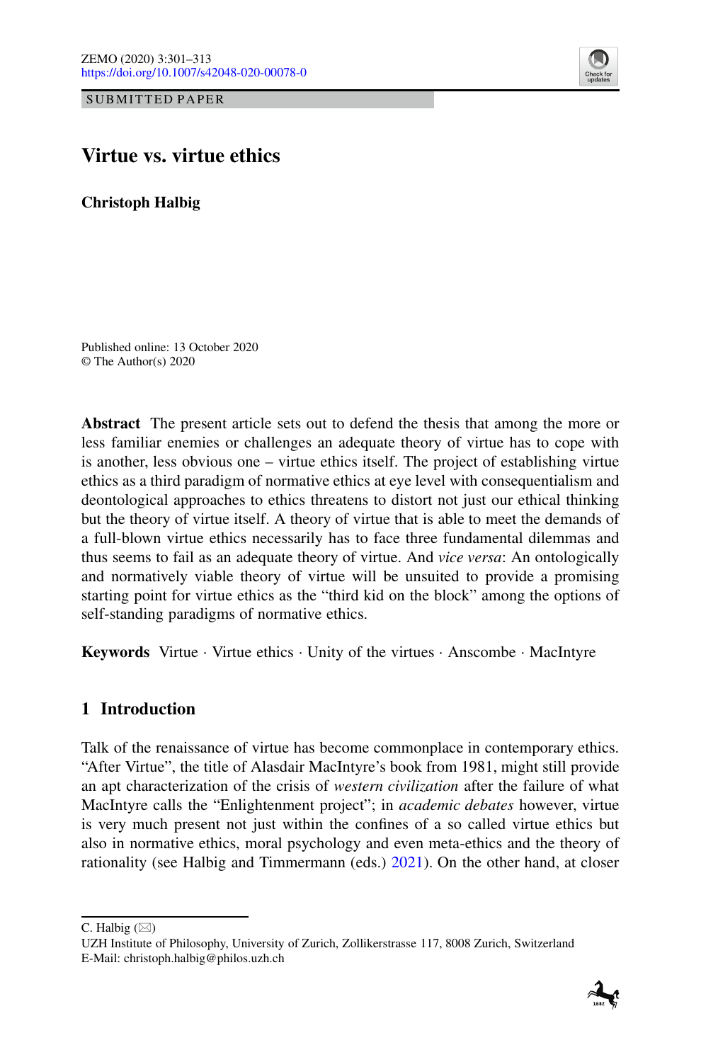SUBMITTED PAPER

# Virtue vs. virtue ethics

**Christoph Halbig**

Published online: 13 October 2020
© The Author(s) 2020

**Abstract** The present article sets out to defend the thesis that among the more or less familiar enemies or challenges an adequate theory of virtue has to cope with is another, less obvious one – virtue ethics itself. The project of establishing virtue ethics as a third paradigm of normative ethics at eye level with consequentialism and deontological approaches to ethics threatens to distort not just our ethical thinking but the theory of virtue itself. A theory of virtue that is able to meet the demands of a full-blown virtue ethics necessarily has to face three fundamental dilemmas and thus seems to fail as an adequate theory of virtue. And *vice versa*: An ontologically and normatively viable theory of virtue will be unsuited to provide a promising starting point for virtue ethics as the "third kid on the block" among the options of self-standing paradigms of normative ethics.

**Keywords** Virtue · Virtue ethics · Unity of the virtues · Anscombe · MacIntyre

## 1 Introduction

Talk of the renaissance of virtue has become commonplace in contemporary ethics. "After Virtue", the title of Alasdair MacIntyre's book from 1981, might still provide an apt characterization of the crisis of *western civilization* after the failure of what MacIntyre calls the "Enlightenment project"; in *academic debates* however, virtue is very much present not just within the confines of a so called virtue ethics but also in normative ethics, moral psychology and even meta-ethics and the theory of rationality (see Halbig and Timmermann (eds.) 2021). On the other hand, at closer

C. Halbig (✉)
UZH Institute of Philosophy, University of Zurich, Zollikerstrasse 117, 8008 Zurich, Switzerland
E-Mail: christoph.halbig@philos.uzh.ch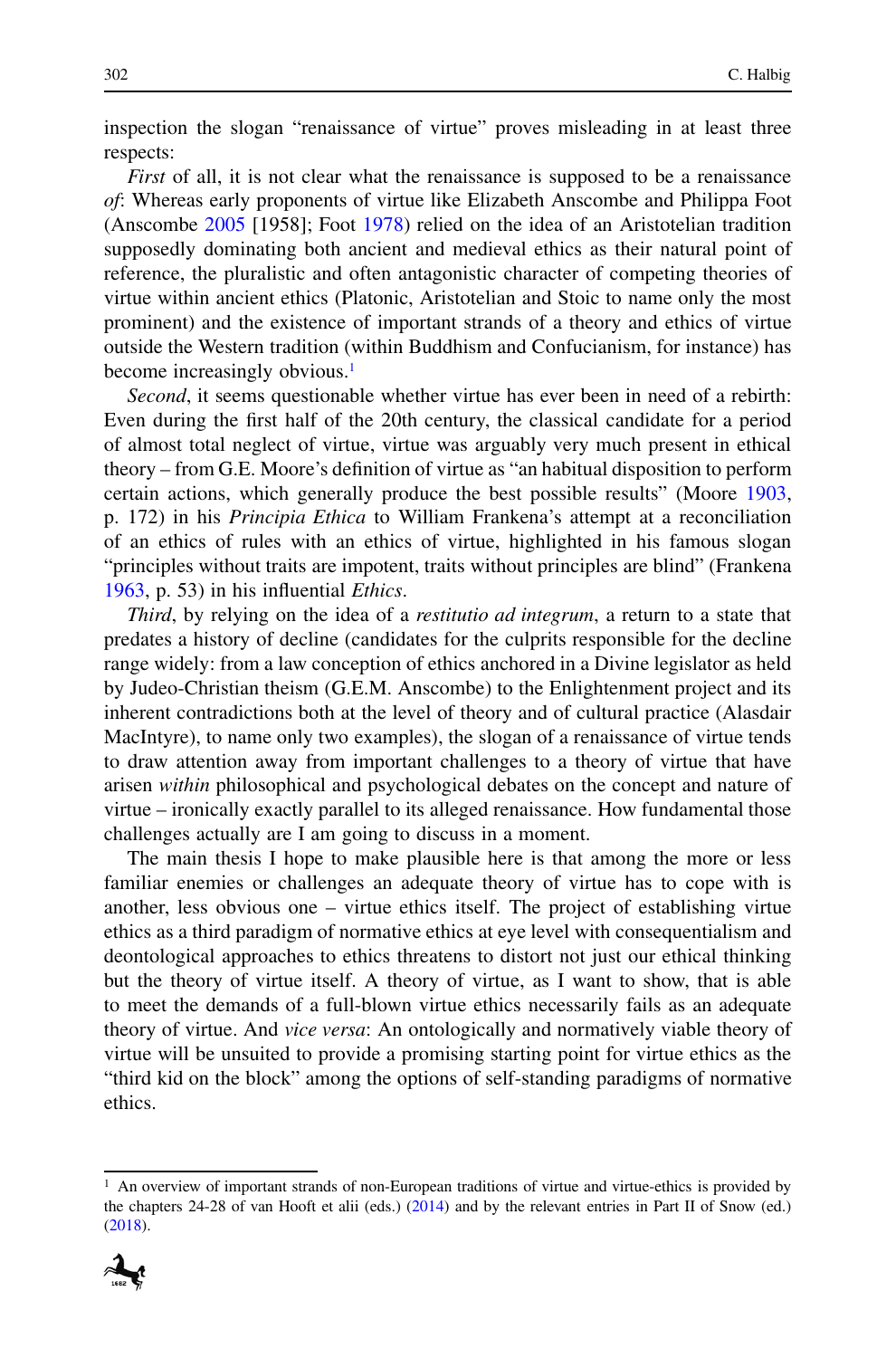inspection the slogan "renaissance of virtue" proves misleading in at least three respects:

*First* of all, it is not clear what the renaissance is supposed to be a renaissance *of*: Whereas early proponents of virtue like Elizabeth Anscombe and Philippa Foot (Anscombe 2005 [1958]; Foot 1978) relied on the idea of an Aristotelian tradition supposedly dominating both ancient and medieval ethics as their natural point of reference, the pluralistic and often antagonistic character of competing theories of virtue within ancient ethics (Platonic, Aristotelian and Stoic to name only the most prominent) and the existence of important strands of a theory and ethics of virtue outside the Western tradition (within Buddhism and Confucianism, for instance) has become increasingly obvious.[1]

*Second*, it seems questionable whether virtue has ever been in need of a rebirth: Even during the first half of the 20th century, the classical candidate for a period of almost total neglect of virtue, virtue was arguably very much present in ethical theory – from G.E. Moore's definition of virtue as "an habitual disposition to perform certain actions, which generally produce the best possible results" (Moore 1903, p. 172) in his *Principia Ethica* to William Frankena's attempt at a reconciliation of an ethics of rules with an ethics of virtue, highlighted in his famous slogan "principles without traits are impotent, traits without principles are blind" (Frankena 1963, p. 53) in his influential *Ethics*.

*Third*, by relying on the idea of a *restitutio ad integrum*, a return to a state that predates a history of decline (candidates for the culprits responsible for the decline range widely: from a law conception of ethics anchored in a Divine legislator as held by Judeo-Christian theism (G.E.M. Anscombe) to the Enlightenment project and its inherent contradictions both at the level of theory and of cultural practice (Alasdair MacIntyre), to name only two examples), the slogan of a renaissance of virtue tends to draw attention away from important challenges to a theory of virtue that have arisen *within* philosophical and psychological debates on the concept and nature of virtue – ironically exactly parallel to its alleged renaissance. How fundamental those challenges actually are I am going to discuss in a moment.

The main thesis I hope to make plausible here is that among the more or less familiar enemies or challenges an adequate theory of virtue has to cope with is another, less obvious one – virtue ethics itself. The project of establishing virtue ethics as a third paradigm of normative ethics at eye level with consequentialism and deontological approaches to ethics threatens to distort not just our ethical thinking but the theory of virtue itself. A theory of virtue, as I want to show, that is able to meet the demands of a full-blown virtue ethics necessarily fails as an adequate theory of virtue. And *vice versa*: An ontologically and normatively viable theory of virtue will be unsuited to provide a promising starting point for virtue ethics as the "third kid on the block" among the options of self-standing paradigms of normative ethics.

---

[1] An overview of important strands of non-European traditions of virtue and virtue-ethics is provided by the chapters 24-28 of van Hooft et alii (eds.) (2014) and by the relevant entries in Part II of Snow (ed.) (2018).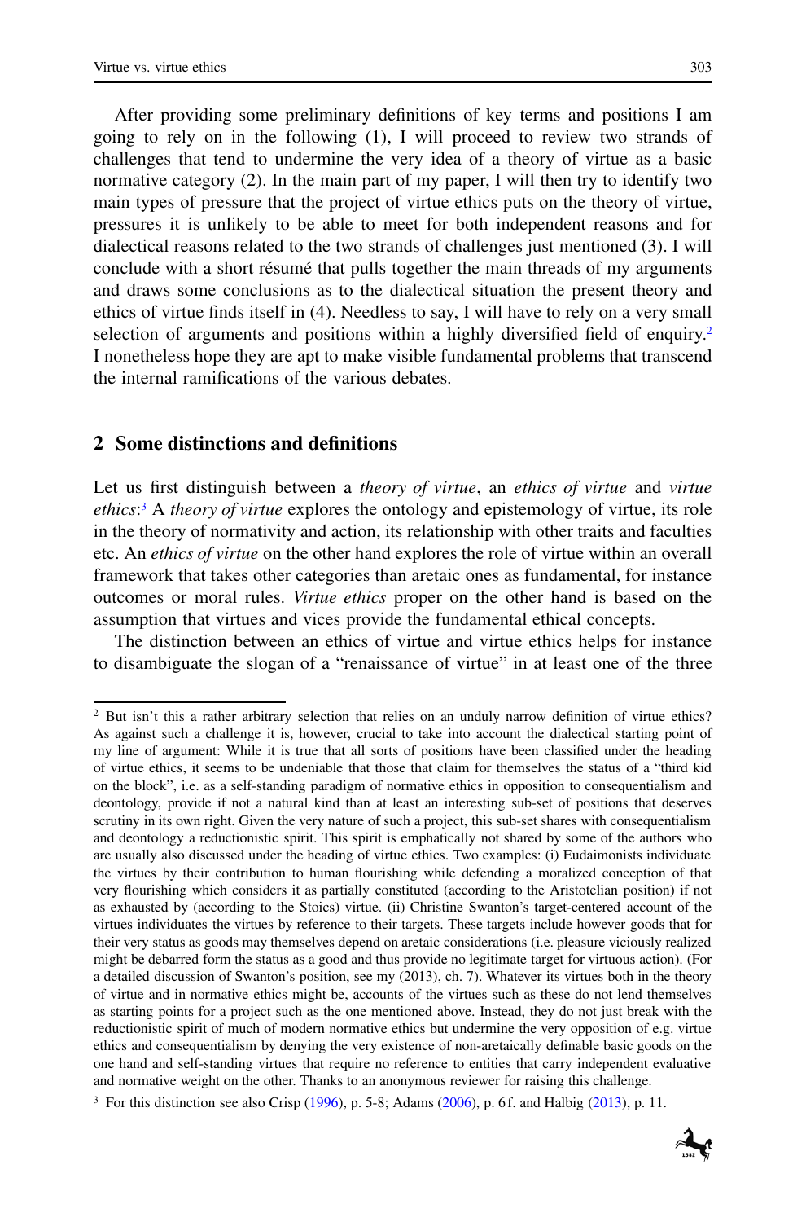After providing some preliminary definitions of key terms and positions I am going to rely on in the following (1), I will proceed to review two strands of challenges that tend to undermine the very idea of a theory of virtue as a basic normative category (2). In the main part of my paper, I will then try to identify two main types of pressure that the project of virtue ethics puts on the theory of virtue, pressures it is unlikely to be able to meet for both independent reasons and for dialectical reasons related to the two strands of challenges just mentioned (3). I will conclude with a short résumé that pulls together the main threads of my arguments and draws some conclusions as to the dialectical situation the present theory and ethics of virtue finds itself in (4). Needless to say, I will have to rely on a very small selection of arguments and positions within a highly diversified field of enquiry.[2] I nonetheless hope they are apt to make visible fundamental problems that transcend the internal ramifications of the various debates.

## 2 Some distinctions and definitions

Let us first distinguish between a *theory of virtue*, an *ethics of virtue* and *virtue ethics*:[3] A *theory of virtue* explores the ontology and epistemology of virtue, its role in the theory of normativity and action, its relationship with other traits and faculties etc. An *ethics of virtue* on the other hand explores the role of virtue within an overall framework that takes other categories than aretaic ones as fundamental, for instance outcomes or moral rules. *Virtue ethics* proper on the other hand is based on the assumption that virtues and vices provide the fundamental ethical concepts.

The distinction between an ethics of virtue and virtue ethics helps for instance to disambiguate the slogan of a "renaissance of virtue" in at least one of the three

[2] But isn't this a rather arbitrary selection that relies on an unduly narrow definition of virtue ethics? As against such a challenge it is, however, crucial to take into account the dialectical starting point of my line of argument: While it is true that all sorts of positions have been classified under the heading of virtue ethics, it seems to be undeniable that those that claim for themselves the status of a "third kid on the block", i.e. as a self-standing paradigm of normative ethics in opposition to consequentialism and deontology, provide if not a natural kind than an interesting sub-set of positions that deserves scrutiny in its own right. Given the very nature of such a project, this sub-set shares with consequentialism and deontology a reductionistic spirit. This spirit is emphatically not shared by some of the authors who are usually also discussed under the heading of virtue ethics. Two examples: (i) Eudaimonists individuate the virtues by their contribution to human flourishing while defending a moralized conception of that very flourishing which considers it as partially constituted (according to the Aristotelian position) if not as exhausted by (according to the Stoics) virtue. (ii) Christine Swanton's target-centered account of the virtues individuates the virtues by reference to their targets. These targets include however goods that for their very status as goods may themselves depend on aretaic considerations (i.e. pleasure viciously realized might be debarred form the status as a good and thus provide no legitimate target for virtuous action). (For a detailed discussion of Swanton's position, see my (2013), ch. 7). Whatever its virtues both in the theory of virtue and in normative ethics might be, accounts of the virtues such as these do not lend themselves as starting points for a project such as the one mentioned above. Instead, they do not just break with the reductionistic spirit of much of modern normative ethics but undermine the very opposition of e.g. virtue ethics and consequentialism by denying the very existence of non-aretaically definable basic goods on the one hand and self-standing virtues that require no reference to entities that carry independent evaluative and normative weight on the other. Thanks to an anonymous reviewer for raising this challenge.

[3] For this distinction see also Crisp (1996), p. 5-8; Adams (2006), p. 6 f. and Halbig (2013), p. 11.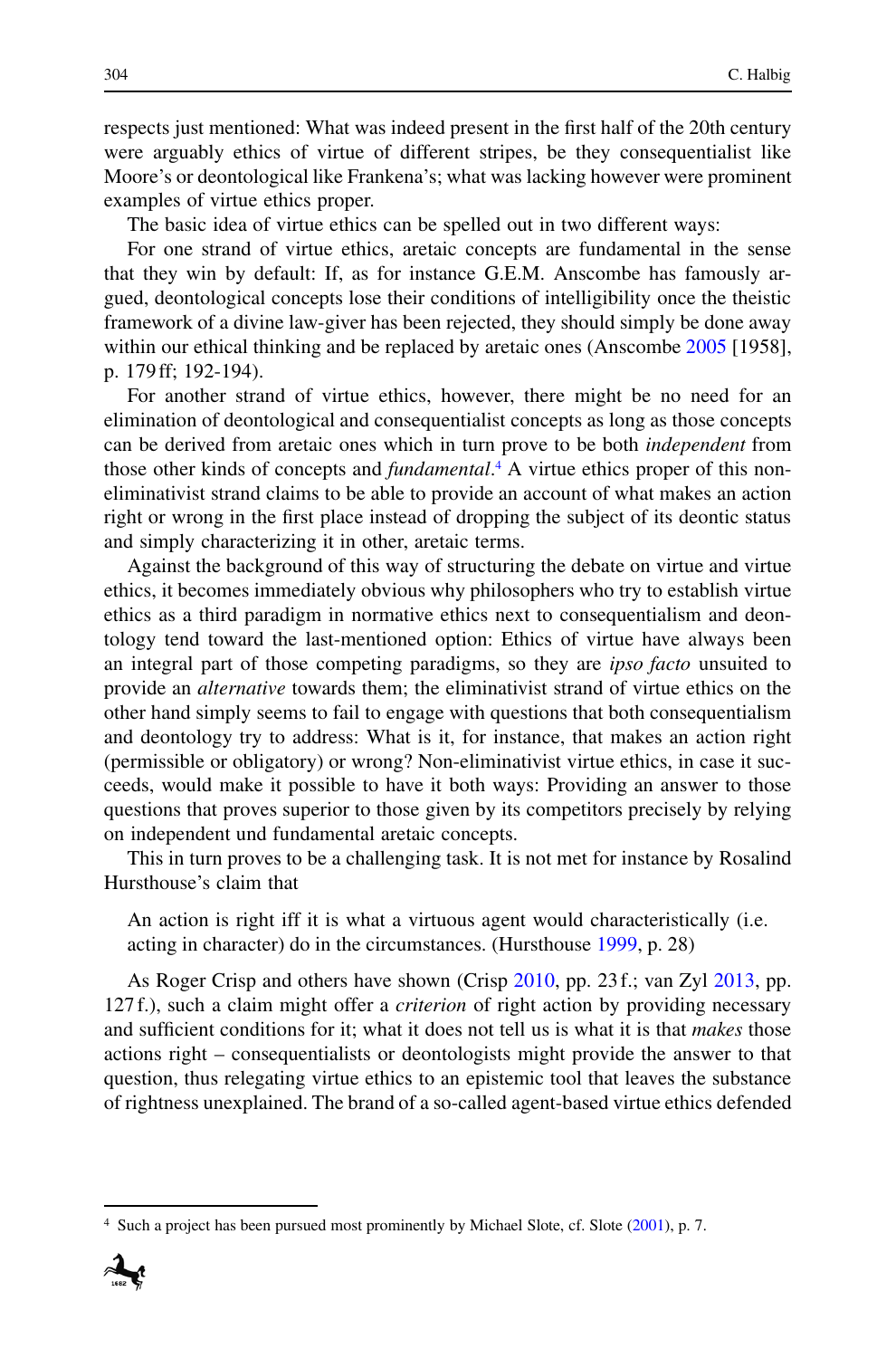respects just mentioned: What was indeed present in the first half of the 20th century were arguably ethics of virtue of different stripes, be they consequentialist like Moore's or deontological like Frankena's; what was lacking however were prominent examples of virtue ethics proper.

The basic idea of virtue ethics can be spelled out in two different ways:

For one strand of virtue ethics, aretaic concepts are fundamental in the sense that they win by default: If, as for instance G.E.M. Anscombe has famously argued, deontological concepts lose their conditions of intelligibility once the theistic framework of a divine law-giver has been rejected, they should simply be done away within our ethical thinking and be replaced by aretaic ones (Anscombe 2005 [1958], p. 179 ff; 192-194).

For another strand of virtue ethics, however, there might be no need for an elimination of deontological and consequentialist concepts as long as those concepts can be derived from aretaic ones which in turn prove to be both *independent* from those other kinds of concepts and *fundamental*.[4] A virtue ethics proper of this non-eliminativist strand claims to be able to provide an account of what makes an action right or wrong in the first place instead of dropping the subject of its deontic status and simply characterizing it in other, aretaic terms.

Against the background of this way of structuring the debate on virtue and virtue ethics, it becomes immediately obvious why philosophers who try to establish virtue ethics as a third paradigm in normative ethics next to consequentialism and deontology tend toward the last-mentioned option: Ethics of virtue have always been an integral part of those competing paradigms, so they are *ipso facto* unsuited to provide an *alternative* towards them; the eliminativist strand of virtue ethics on the other hand simply seems to fail to engage with questions that both consequentialism and deontology try to address: What is it, for instance, that makes an action right (permissible or obligatory) or wrong? Non-eliminativist virtue ethics, in case it succeeds, would make it possible to have it both ways: Providing an answer to those questions that proves superior to those given by its competitors precisely by relying on independent und fundamental aretaic concepts.

This in turn proves to be a challenging task. It is not met for instance by Rosalind Hursthouse's claim that

> An action is right iff it is what a virtuous agent would characteristically (i.e. acting in character) do in the circumstances. (Hursthouse 1999, p. 28)

As Roger Crisp and others have shown (Crisp 2010, pp. 23 f.; van Zyl 2013, pp. 127 f.), such a claim might offer a *criterion* of right action by providing necessary and sufficient conditions for it; what it does not tell us is what it is that *makes* those actions right – consequentialists or deontologists might provide the answer to that question, thus relegating virtue ethics to an epistemic tool that leaves the substance of rightness unexplained. The brand of a so-called agent-based virtue ethics defended

[4] Such a project has been pursued most prominently by Michael Slote, cf. Slote (2001), p. 7.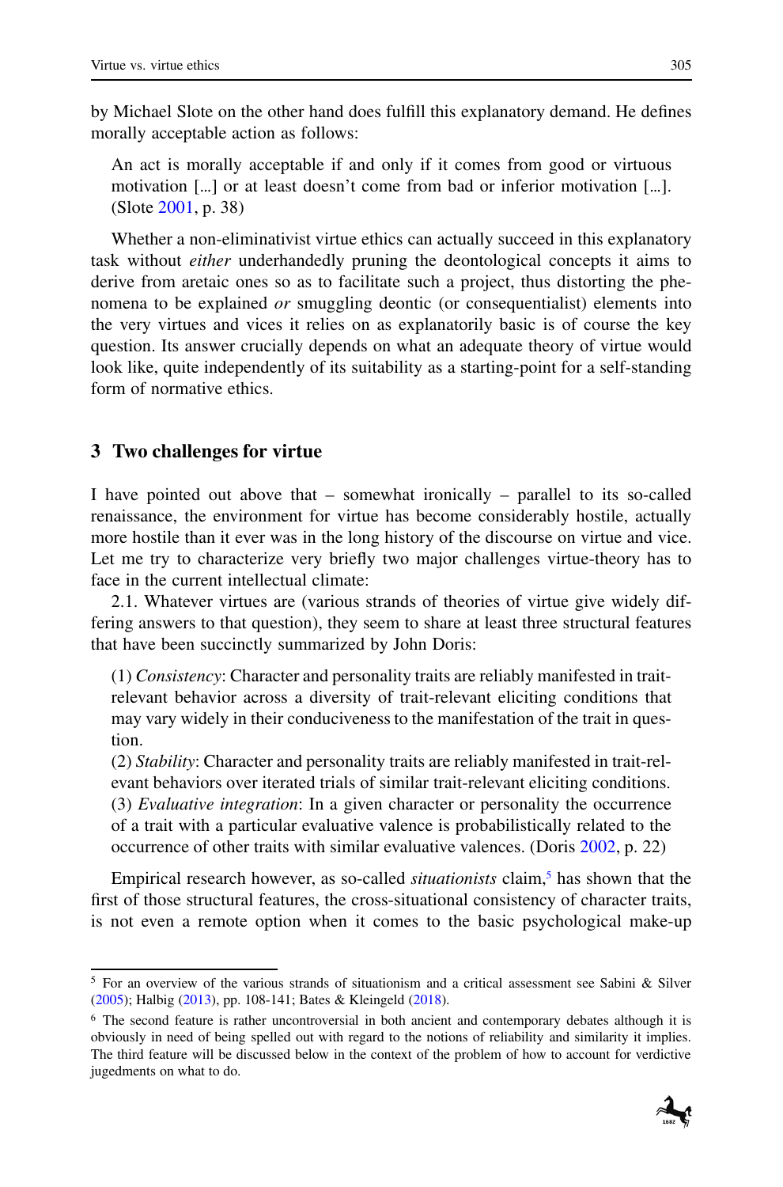by Michael Slote on the other hand does fulfill this explanatory demand. He defines morally acceptable action as follows:

> An act is morally acceptable if and only if it comes from good or virtuous motivation […] or at least doesn't come from bad or inferior motivation […]. (Slote 2001, p. 38)

Whether a non-eliminativist virtue ethics can actually succeed in this explanatory task without *either* underhandedly pruning the deontological concepts it aims to derive from aretaic ones so as to facilitate such a project, thus distorting the phenomena to be explained *or* smuggling deontic (or consequentialist) elements into the very virtues and vices it relies on as explanatorily basic is of course the key question. Its answer crucially depends on what an adequate theory of virtue would look like, quite independently of its suitability as a starting-point for a self-standing form of normative ethics.

## 3 Two challenges for virtue

I have pointed out above that – somewhat ironically – parallel to its so-called renaissance, the environment for virtue has become considerably hostile, actually more hostile than it ever was in the long history of the discourse on virtue and vice. Let me try to characterize very briefly two major challenges virtue-theory has to face in the current intellectual climate:

2.1. Whatever virtues are (various strands of theories of virtue give widely differing answers to that question), they seem to share at least three structural features that have been succinctly summarized by John Doris:

> (1) *Consistency*: Character and personality traits are reliably manifested in trait-relevant behavior across a diversity of trait-relevant eliciting conditions that may vary widely in their conduciveness to the manifestation of the trait in question.
> (2) *Stability*: Character and personality traits are reliably manifested in trait-relevant behaviors over iterated trials of similar trait-relevant eliciting conditions.
> (3) *Evaluative integration*: In a given character or personality the occurrence of a trait with a particular evaluative valence is probabilistically related to the occurrence of other traits with similar evaluative valences. (Doris 2002, p. 22)

Empirical research however, as so-called *situationists* claim,[5] has shown that the first of those structural features, the cross-situational consistency of character traits, is not even a remote option when it comes to the basic psychological make-up

[5] For an overview of the various strands of situationism and a critical assessment see Sabini & Silver (2005); Halbig (2013), pp. 108-141; Bates & Kleingeld (2018).

[6] The second feature is rather uncontroversial in both ancient and contemporary debates although it is obviously in need of being spelled out with regard to the notions of reliability and similarity it implies. The third feature will be discussed below in the context of the problem of how to account for verdictive jugedments on what to do.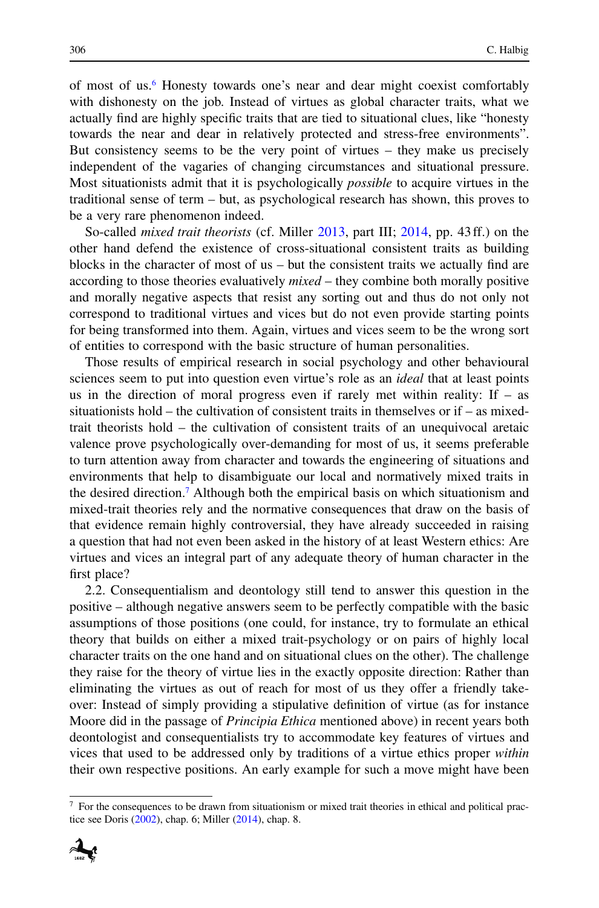of most of us.[6] Honesty towards one's near and dear might coexist comfortably with dishonesty on the job. Instead of virtues as global character traits, what we actually find are highly specific traits that are tied to situational clues, like "honesty towards the near and dear in relatively protected and stress-free environments". But consistency seems to be the very point of virtues – they make us precisely independent of the vagaries of changing circumstances and situational pressure. Most situationists admit that it is psychologically *possible* to acquire virtues in the traditional sense of term – but, as psychological research has shown, this proves to be a very rare phenomenon indeed.

So-called *mixed trait theorists* (cf. Miller 2013, part III; 2014, pp. 43 ff.) on the other hand defend the existence of cross-situational consistent traits as building blocks in the character of most of us – but the consistent traits we actually find are according to those theories evaluatively *mixed* – they combine both morally positive and morally negative aspects that resist any sorting out and thus do not only not correspond to traditional virtues and vices but do not even provide starting points for being transformed into them. Again, virtues and vices seem to be the wrong sort of entities to correspond with the basic structure of human personalities.

Those results of empirical research in social psychology and other behavioural sciences seem to put into question even virtue's role as an *ideal* that at least points us in the direction of moral progress even if rarely met within reality: If – as situationists hold – the cultivation of consistent traits in themselves or if – as mixed-trait theorists hold – the cultivation of consistent traits of an unequivocal aretaic valence prove psychologically over-demanding for most of us, it seems preferable to turn attention away from character and towards the engineering of situations and environments that help to disambiguate our local and normatively mixed traits in the desired direction.[7] Although both the empirical basis on which situationism and mixed-trait theories rely and the normative consequences that draw on the basis of that evidence remain highly controversial, they have already succeeded in raising a question that had not even been asked in the history of at least Western ethics: Are virtues and vices an integral part of any adequate theory of human character in the first place?

2.2. Consequentialism and deontology still tend to answer this question in the positive – although negative answers seem to be perfectly compatible with the basic assumptions of those positions (one could, for instance, try to formulate an ethical theory that builds on either a mixed trait-psychology or on pairs of highly local character traits on the one hand and on situational clues on the other). The challenge they raise for the theory of virtue lies in the exactly opposite direction: Rather than eliminating the virtues as out of reach for most of us they offer a friendly take-over: Instead of simply providing a stipulative definition of virtue (as for instance Moore did in the passage of *Principia Ethica* mentioned above) in recent years both deontologist and consequentialists try to accommodate key features of virtues and vices that used to be addressed only by traditions of a virtue ethics proper *within* their own respective positions. An early example for such a move might have been

---

[7] For the consequences to be drawn from situationism or mixed trait theories in ethical and political practice see Doris (2002), chap. 6; Miller (2014), chap. 8.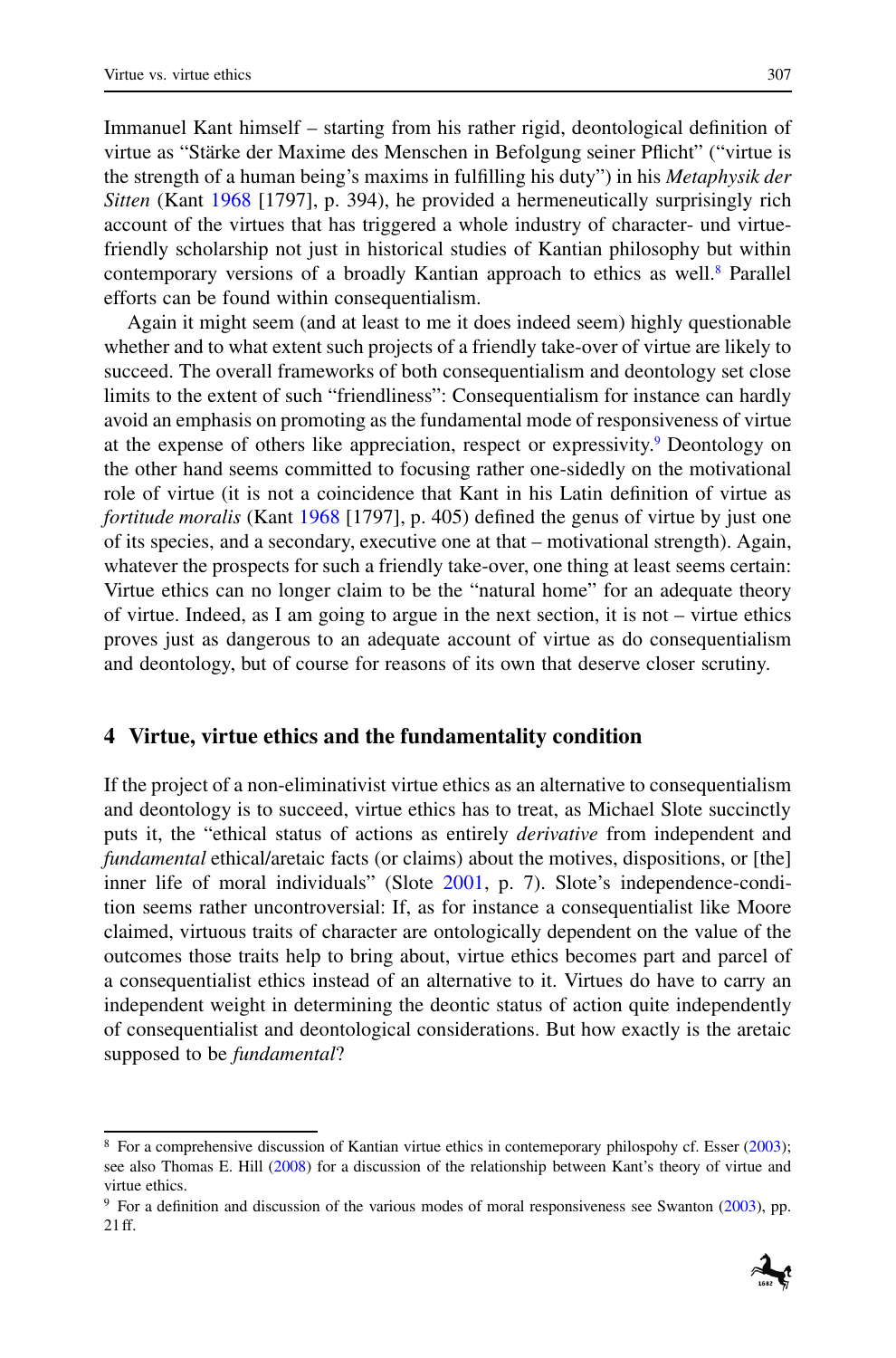Immanuel Kant himself – starting from his rather rigid, deontological definition of virtue as "Stärke der Maxime des Menschen in Befolgung seiner Pflicht" ("virtue is the strength of a human being's maxims in fulfilling his duty") in his *Metaphysik der Sitten* (Kant 1968 [1797], p. 394), he provided a hermeneutically surprisingly rich account of the virtues that has triggered a whole industry of character- und virtue-friendly scholarship not just in historical studies of Kantian philosophy but within contemporary versions of a broadly Kantian approach to ethics as well.[8] Parallel efforts can be found within consequentialism.

Again it might seem (and at least to me it does indeed seem) highly questionable whether and to what extent such projects of a friendly take-over of virtue are likely to succeed. The overall frameworks of both consequentialism and deontology set close limits to the extent of such "friendliness": Consequentialism for instance can hardly avoid an emphasis on promoting as the fundamental mode of responsiveness of virtue at the expense of others like appreciation, respect or expressivity.[9] Deontology on the other hand seems committed to focusing rather one-sidedly on the motivational role of virtue (it is not a coincidence that Kant in his Latin definition of virtue as *fortitude moralis* (Kant 1968 [1797], p. 405) defined the genus of virtue by just one of its species, and a secondary, executive one at that – motivational strength). Again, whatever the prospects for such a friendly take-over, one thing at least seems certain: Virtue ethics can no longer claim to be the "natural home" for an adequate theory of virtue. Indeed, as I am going to argue in the next section, it is not – virtue ethics proves just as dangerous to an adequate account of virtue as do consequentialism and deontology, but of course for reasons of its own that deserve closer scrutiny.

## 4 Virtue, virtue ethics and the fundamentality condition

If the project of a non-eliminativist virtue ethics as an alternative to consequentialism and deontology is to succeed, virtue ethics has to treat, as Michael Slote succinctly puts it, the "ethical status of actions as entirely *derivative* from independent and *fundamental* ethical/aretaic facts (or claims) about the motives, dispositions, or [the] inner life of moral individuals" (Slote 2001, p. 7). Slote's independence-condition seems rather uncontroversial: If, as for instance a consequentialist like Moore claimed, virtuous traits of character are ontologically dependent on the value of the outcomes those traits help to bring about, virtue ethics becomes part and parcel of a consequentialist ethics instead of an alternative to it. Virtues do have to carry an independent weight in determining the deontic status of action quite independently of consequentialist and deontological considerations. But how exactly is the aretaic supposed to be *fundamental*?

---

[8] For a comprehensive discussion of Kantian virtue ethics in contemeporary philospohy cf. Esser (2003); see also Thomas E. Hill (2008) for a discussion of the relationship between Kant's theory of virtue and virtue ethics.

[9] For a definition and discussion of the various modes of moral responsiveness see Swanton (2003), pp. 21 ff.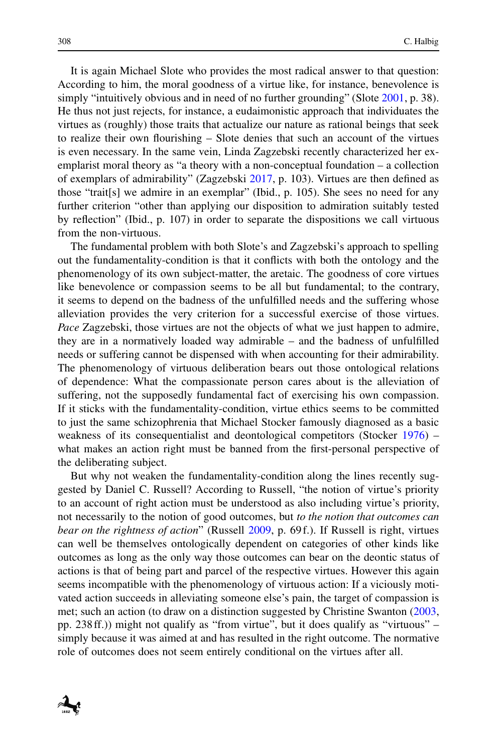It is again Michael Slote who provides the most radical answer to that question: According to him, the moral goodness of a virtue like, for instance, benevolence is simply "intuitively obvious and in need of no further grounding" (Slote 2001, p. 38). He thus not just rejects, for instance, a eudaimonistic approach that individuates the virtues as (roughly) those traits that actualize our nature as rational beings that seek to realize their own flourishing – Slote denies that such an account of the virtues is even necessary. In the same vein, Linda Zagzebski recently characterized her exemplarist moral theory as "a theory with a non-conceptual foundation – a collection of exemplars of admirability" (Zagzebski 2017, p. 103). Virtues are then defined as those "trait[s] we admire in an exemplar" (Ibid., p. 105). She sees no need for any further criterion "other than applying our disposition to admiration suitably tested by reflection" (Ibid., p. 107) in order to separate the dispositions we call virtuous from the non-virtuous.

The fundamental problem with both Slote's and Zagzebski's approach to spelling out the fundamentality-condition is that it conflicts with both the ontology and the phenomenology of its own subject-matter, the aretaic. The goodness of core virtues like benevolence or compassion seems to be all but fundamental; to the contrary, it seems to depend on the badness of the unfulfilled needs and the suffering whose alleviation provides the very criterion for a successful exercise of those virtues. *Pace* Zagzebski, those virtues are not the objects of what we just happen to admire, they are in a normatively loaded way admirable – and the badness of unfulfilled needs or suffering cannot be dispensed with when accounting for their admirability. The phenomenology of virtuous deliberation bears out those ontological relations of dependence: What the compassionate person cares about is the alleviation of suffering, not the supposedly fundamental fact of exercising his own compassion. If it sticks with the fundamentality-condition, virtue ethics seems to be committed to just the same schizophrenia that Michael Stocker famously diagnosed as a basic weakness of its consequentialist and deontological competitors (Stocker 1976) – what makes an action right must be banned from the first-personal perspective of the deliberating subject.

But why not weaken the fundamentality-condition along the lines recently suggested by Daniel C. Russell? According to Russell, "the notion of virtue's priority to an account of right action must be understood as also including virtue's priority, not necessarily to the notion of good outcomes, but *to the notion that outcomes can bear on the rightness of action*" (Russell 2009, p. 69 f.). If Russell is right, virtues can well be themselves ontologically dependent on categories of other kinds like outcomes as long as the only way those outcomes can bear on the deontic status of actions is that of being part and parcel of the respective virtues. However this again seems incompatible with the phenomenology of virtuous action: If a viciously motivated action succeeds in alleviating someone else's pain, the target of compassion is met; such an action (to draw on a distinction suggested by Christine Swanton (2003, pp. 238 ff.)) might not qualify as "from virtue", but it does qualify as "virtuous" – simply because it was aimed at and has resulted in the right outcome. The normative role of outcomes does not seem entirely conditional on the virtues after all.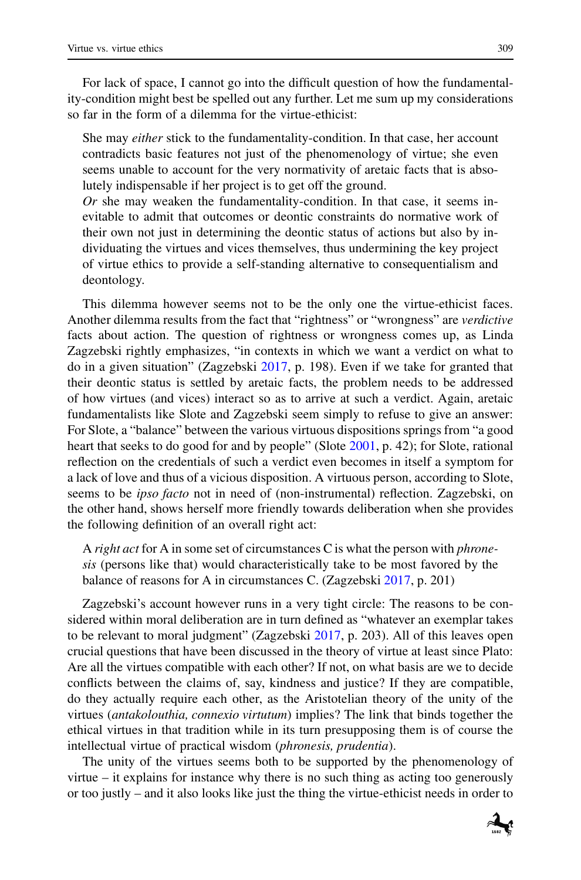For lack of space, I cannot go into the difficult question of how the fundamentality-condition might best be spelled out any further. Let me sum up my considerations so far in the form of a dilemma for the virtue-ethicist:

> She may *either* stick to the fundamentality-condition. In that case, her account contradicts basic features not just of the phenomenology of virtue; she even seems unable to account for the very normativity of aretaic facts that is absolutely indispensable if her project is to get off the ground.
>
> *Or* she may weaken the fundamentality-condition. In that case, it seems inevitable to admit that outcomes or deontic constraints do normative work of their own not just in determining the deontic status of actions but also by individuating the virtues and vices themselves, thus undermining the key project of virtue ethics to provide a self-standing alternative to consequentialism and deontology.

This dilemma however seems not to be the only one the virtue-ethicist faces. Another dilemma results from the fact that "rightness" or "wrongness" are *verdictive* facts about action. The question of rightness or wrongness comes up, as Linda Zagzebski rightly emphasizes, "in contexts in which we want a verdict on what to do in a given situation" (Zagzebski 2017, p. 198). Even if we take for granted that their deontic status is settled by aretaic facts, the problem needs to be addressed of how virtues (and vices) interact so as to arrive at such a verdict. Again, aretaic fundamentalists like Slote and Zagzebski seem simply to refuse to give an answer: For Slote, a "balance" between the various virtuous dispositions springs from "a good heart that seeks to do good for and by people" (Slote 2001, p. 42); for Slote, rational reflection on the credentials of such a verdict even becomes in itself a symptom for a lack of love and thus of a vicious disposition. A virtuous person, according to Slote, seems to be *ipso facto* not in need of (non-instrumental) reflection. Zagzebski, on the other hand, shows herself more friendly towards deliberation when she provides the following definition of an overall right act:

> A *right act* for A in some set of circumstances C is what the person with *phronesis* (persons like that) would characteristically take to be most favored by the balance of reasons for A in circumstances C. (Zagzebski 2017, p. 201)

Zagzebski's account however runs in a very tight circle: The reasons to be considered within moral deliberation are in turn defined as "whatever an exemplar takes to be relevant to moral judgment" (Zagzebski 2017, p. 203). All of this leaves open crucial questions that have been discussed in the theory of virtue at least since Plato: Are all the virtues compatible with each other? If not, on what basis are we to decide conflicts between the claims of, say, kindness and justice? If they are compatible, do they actually require each other, as the Aristotelian theory of the unity of the virtues (*antakolouthia, connexio virtutum*) implies? The link that binds together the ethical virtues in that tradition while in its turn presupposing them is of course the intellectual virtue of practical wisdom (*phronesis, prudentia*).

The unity of the virtues seems both to be supported by the phenomenology of virtue – it explains for instance why there is no such thing as acting too generously or too justly – and it also looks like just the thing the virtue-ethicist needs in order to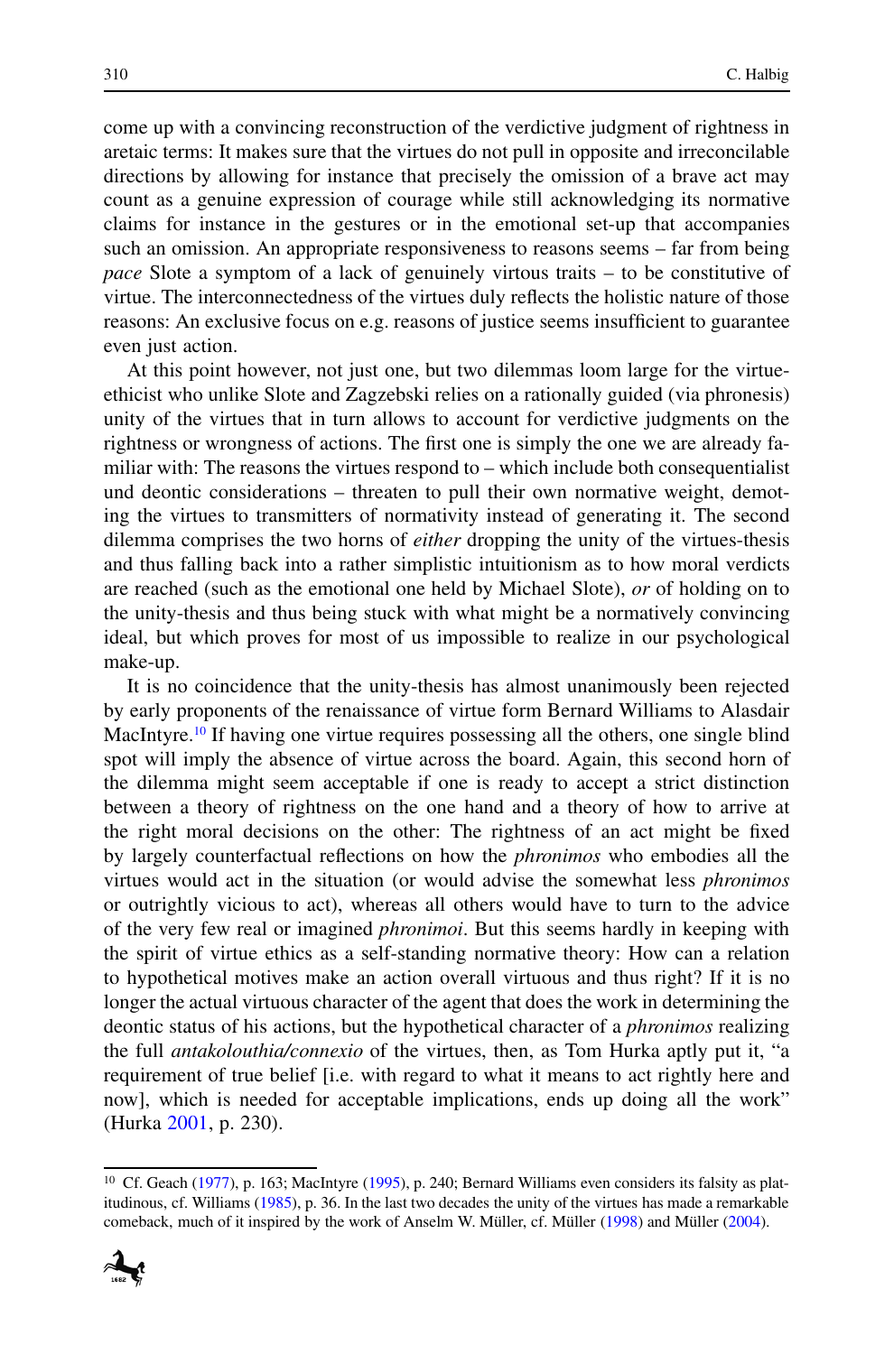come up with a convincing reconstruction of the verdictive judgment of rightness in aretaic terms: It makes sure that the virtues do not pull in opposite and irreconcilable directions by allowing for instance that precisely the omission of a brave act may count as a genuine expression of courage while still acknowledging its normative claims for instance in the gestures or in the emotional set-up that accompanies such an omission. An appropriate responsiveness to reasons seems – far from being *pace* Slote a symptom of a lack of genuinely virtous traits – to be constitutive of virtue. The interconnectedness of the virtues duly reflects the holistic nature of those reasons: An exclusive focus on e.g. reasons of justice seems insufficient to guarantee even just action.

At this point however, not just one, but two dilemmas loom large for the virtue-ethicist who unlike Slote and Zagzebski relies on a rationally guided (via phronesis) unity of the virtues that in turn allows to account for verdictive judgments on the rightness or wrongness of actions. The first one is simply the one we are already familiar with: The reasons the virtues respond to – which include both consequentialist und deontic considerations – threaten to pull their own normative weight, demoting the virtues to transmitters of normativity instead of generating it. The second dilemma comprises the two horns of *either* dropping the unity of the virtues-thesis and thus falling back into a rather simplistic intuitionism as to how moral verdicts are reached (such as the emotional one held by Michael Slote), *or* of holding on to the unity-thesis and thus being stuck with what might be a normatively convincing ideal, but which proves for most of us impossible to realize in our psychological make-up.

It is no coincidence that the unity-thesis has almost unanimously been rejected by early proponents of the renaissance of virtue form Bernard Williams to Alasdair MacIntyre.[10] If having one virtue requires possessing all the others, one single blind spot will imply the absence of virtue across the board. Again, this second horn of the dilemma might seem acceptable if one is ready to accept a strict distinction between a theory of rightness on the one hand and a theory of how to arrive at the right moral decisions on the other: The rightness of an act might be fixed by largely counterfactual reflections on how the *phronimos* who embodies all the virtues would act in the situation (or would advise the somewhat less *phronimos* or outrightly vicious to act), whereas all others would have to turn to the advice of the very few real or imagined *phronimoi*. But this seems hardly in keeping with the spirit of virtue ethics as a self-standing normative theory: How can a relation to hypothetical motives make an action overall virtuous and thus right? If it is no longer the actual virtuous character of the agent that does the work in determining the deontic status of his actions, but the hypothetical character of a *phronimos* realizing the full *antakolouthia/connexio* of the virtues, then, as Tom Hurka aptly put it, "a requirement of true belief [i.e. with regard to what it means to act rightly here and now], which is needed for acceptable implications, ends up doing all the work" (Hurka 2001, p. 230).

---

[10] Cf. Geach (1977), p. 163; MacIntyre (1995), p. 240; Bernard Williams even considers its falsity as platitudinous, cf. Williams (1985), p. 36. In the last two decades the unity of the virtues has made a remarkable comeback, much of it inspired by the work of Anselm W. Müller, cf. Müller (1998) and Müller (2004).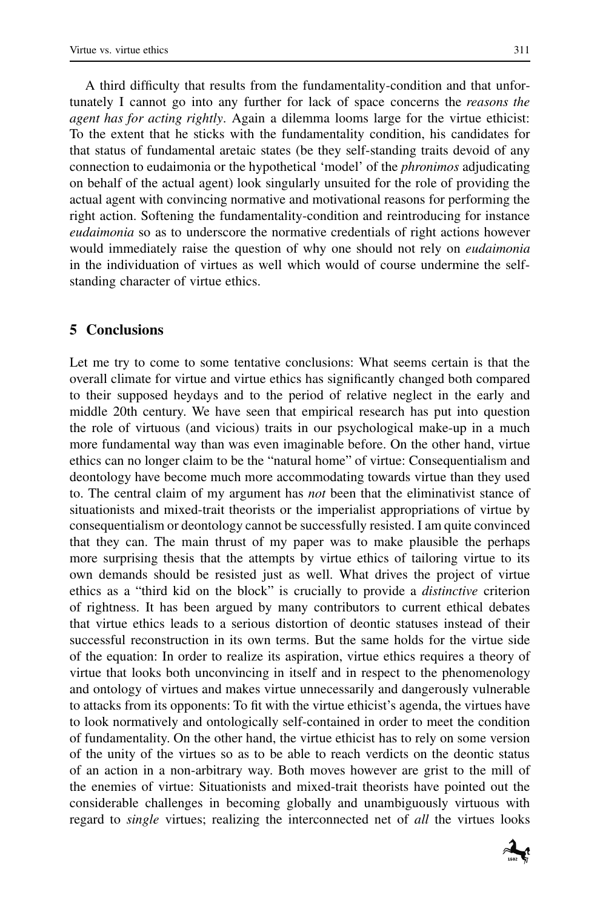A third difficulty that results from the fundamentality-condition and that unfortunately I cannot go into any further for lack of space concerns the *reasons the agent has for acting rightly*. Again a dilemma looms large for the virtue ethicist: To the extent that he sticks with the fundamentality condition, his candidates for that status of fundamental aretaic states (be they self-standing traits devoid of any connection to eudaimonia or the hypothetical 'model' of the *phronimos* adjudicating on behalf of the actual agent) look singularly unsuited for the role of providing the actual agent with convincing normative and motivational reasons for performing the right action. Softening the fundamentality-condition and reintroducing for instance *eudaimonia* so as to underscore the normative credentials of right actions however would immediately raise the question of why one should not rely on *eudaimonia* in the individuation of virtues as well which would of course undermine the self-standing character of virtue ethics.

## 5 Conclusions

Let me try to come to some tentative conclusions: What seems certain is that the overall climate for virtue and virtue ethics has significantly changed both compared to their supposed heydays and to the period of relative neglect in the early and middle 20th century. We have seen that empirical research has put into question the role of virtuous (and vicious) traits in our psychological make-up in a much more fundamental way than was even imaginable before. On the other hand, virtue ethics can no longer claim to be the "natural home" of virtue: Consequentialism and deontology have become much more accommodating towards virtue than they used to. The central claim of my argument has *not* been that the eliminativist stance of situationists and mixed-trait theorists or the imperialist appropriations of virtue by consequentialism or deontology cannot be successfully resisted. I am quite convinced that they can. The main thrust of my paper was to make plausible the perhaps more surprising thesis that the attempts by virtue ethics of tailoring virtue to its own demands should be resisted just as well. What drives the project of virtue ethics as a "third kid on the block" is crucially to provide a *distinctive* criterion of rightness. It has been argued by many contributors to current ethical debates that virtue ethics leads to a serious distortion of deontic statuses instead of their successful reconstruction in its own terms. But the same holds for the virtue side of the equation: In order to realize its aspiration, virtue ethics requires a theory of virtue that looks both unconvincing in itself and in respect to the phenomenology and ontology of virtues and makes virtue unnecessarily and dangerously vulnerable to attacks from its opponents: To fit with the virtue ethicist's agenda, the virtues have to look normatively and ontologically self-contained in order to meet the condition of fundamentality. On the other hand, the virtue ethicist has to rely on some version of the unity of the virtues so as to be able to reach verdicts on the deontic status of an action in a non-arbitrary way. Both moves however are grist to the mill of the enemies of virtue: Situationists and mixed-trait theorists have pointed out the considerable challenges in becoming globally and unambiguously virtuous with regard to *single* virtues; realizing the interconnected net of *all* the virtues looks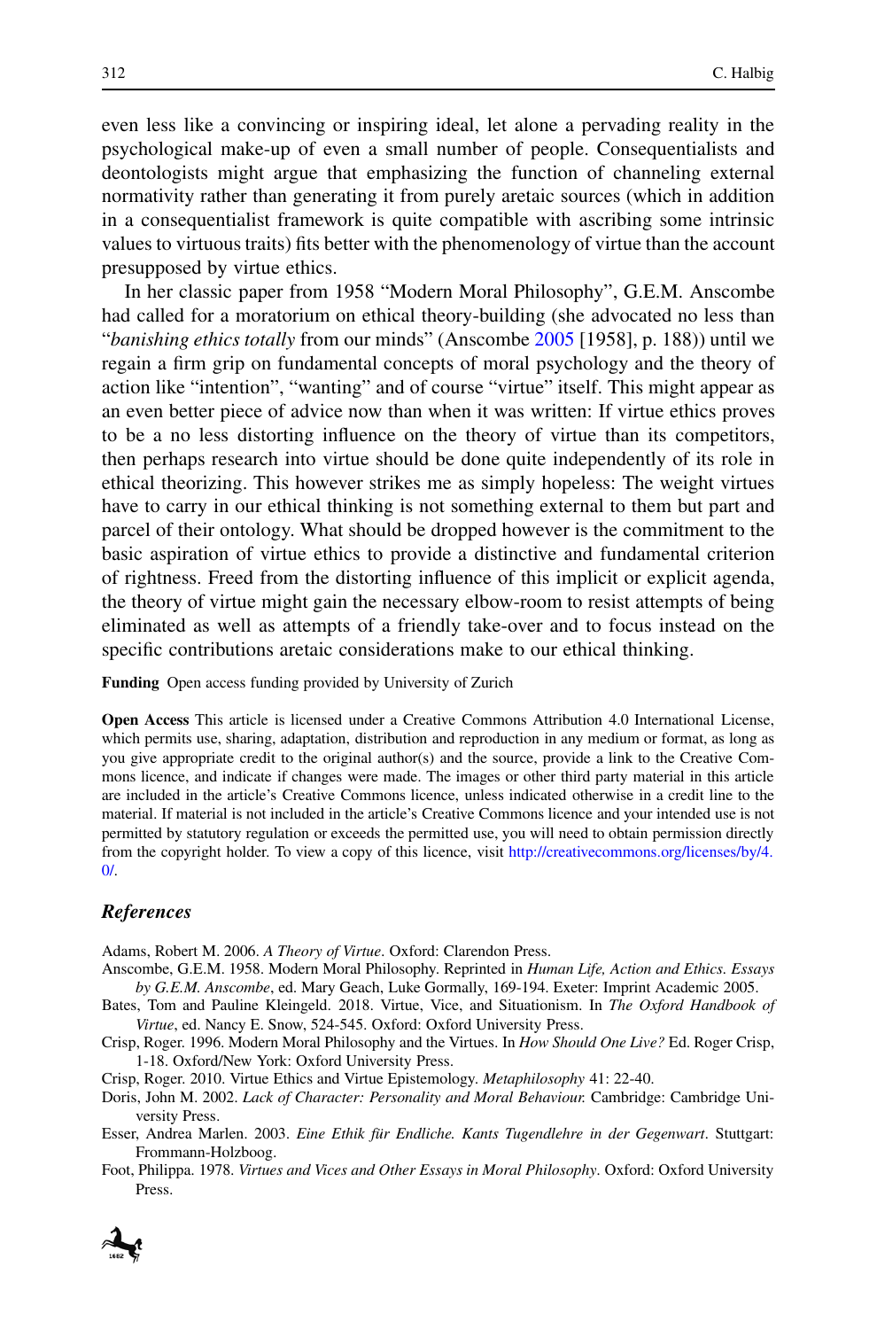even less like a convincing or inspiring ideal, let alone a pervading reality in the psychological make-up of even a small number of people. Consequentialists and deontologists might argue that emphasizing the function of channeling external normativity rather than generating it from purely aretaic sources (which in addition in a consequentialist framework is quite compatible with ascribing some intrinsic values to virtuous traits) fits better with the phenomenology of virtue than the account presupposed by virtue ethics.

In her classic paper from 1958 "Modern Moral Philosophy", G.E.M. Anscombe had called for a moratorium on ethical theory-building (she advocated no less than "*banishing ethics totally* from our minds" (Anscombe 2005 [1958], p. 188)) until we regain a firm grip on fundamental concepts of moral psychology and the theory of action like "intention", "wanting" and of course "virtue" itself. This might appear as an even better piece of advice now than when it was written: If virtue ethics proves to be a no less distorting influence on the theory of virtue than its competitors, then perhaps research into virtue should be done quite independently of its role in ethical theorizing. This however strikes me as simply hopeless: The weight virtues have to carry in our ethical thinking is not something external to them but part and parcel of their ontology. What should be dropped however is the commitment to the basic aspiration of virtue ethics to provide a distinctive and fundamental criterion of rightness. Freed from the distorting influence of this implicit or explicit agenda, the theory of virtue might gain the necessary elbow-room to resist attempts of being eliminated as well as attempts of a friendly take-over and to focus instead on the specific contributions aretaic considerations make to our ethical thinking.

**Funding** Open access funding provided by University of Zurich

**Open Access** This article is licensed under a Creative Commons Attribution 4.0 International License, which permits use, sharing, adaptation, distribution and reproduction in any medium or format, as long as you give appropriate credit to the original author(s) and the source, provide a link to the Creative Commons licence, and indicate if changes were made. The images or other third party material in this article are included in the article's Creative Commons licence, unless indicated otherwise in a credit line to the material. If material is not included in the article's Creative Commons licence and your intended use is not permitted by statutory regulation or exceeds the permitted use, you will need to obtain permission directly from the copyright holder. To view a copy of this licence, visit http://creativecommons.org/licenses/by/4.0/.

## *References*

Adams, Robert M. 2006. *A Theory of Virtue*. Oxford: Clarendon Press.

Anscombe, G.E.M. 1958. Modern Moral Philosophy. Reprinted in *Human Life, Action and Ethics. Essays by G.E.M. Anscombe*, ed. Mary Geach, Luke Gormally, 169-194. Exeter: Imprint Academic 2005.

Bates, Tom and Pauline Kleingeld. 2018. Virtue, Vice, and Situationism. In *The Oxford Handbook of Virtue*, ed. Nancy E. Snow, 524-545. Oxford: Oxford University Press.

Crisp, Roger. 1996. Modern Moral Philosophy and the Virtues. In *How Should One Live?* Ed. Roger Crisp, 1-18. Oxford/New York: Oxford University Press.

Crisp, Roger. 2010. Virtue Ethics and Virtue Epistemology. *Metaphilosophy* 41: 22-40.

Doris, John M. 2002. *Lack of Character: Personality and Moral Behaviour.* Cambridge: Cambridge University Press.

Esser, Andrea Marlen. 2003. *Eine Ethik für Endliche. Kants Tugendlehre in der Gegenwart*. Stuttgart: Frommann-Holzboog.

Foot, Philippa. 1978. *Virtues and Vices and Other Essays in Moral Philosophy*. Oxford: Oxford University Press.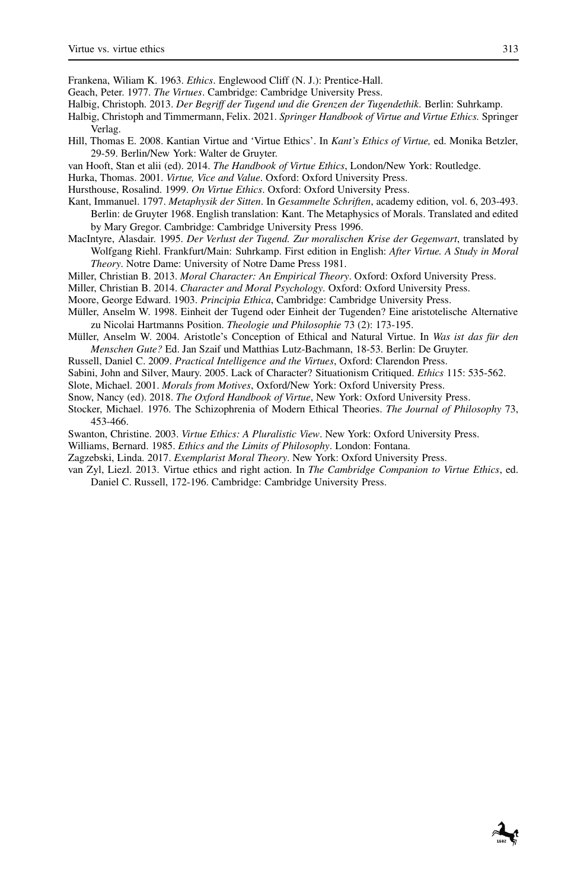Frankena, Wiliam K. 1963. *Ethics*. Englewood Cliff (N. J.): Prentice-Hall.

Geach, Peter. 1977. *The Virtues*. Cambridge: Cambridge University Press.

Halbig, Christoph. 2013. *Der Begriff der Tugend und die Grenzen der Tugendethik*. Berlin: Suhrkamp.

Halbig, Christoph and Timmermann, Felix. 2021. *Springer Handbook of Virtue and Virtue Ethics.* Springer Verlag.

Hill, Thomas E. 2008. Kantian Virtue and 'Virtue Ethics'. In *Kant's Ethics of Virtue,* ed. Monika Betzler, 29-59. Berlin/New York: Walter de Gruyter.

van Hooft, Stan et alii (ed). 2014. *The Handbook of Virtue Ethics*, London/New York: Routledge.

Hurka, Thomas. 2001. *Virtue, Vice and Value*. Oxford: Oxford University Press.

Hursthouse, Rosalind. 1999. *On Virtue Ethics*. Oxford: Oxford University Press.

Kant, Immanuel. 1797. *Metaphysik der Sitten*. In *Gesammelte Schriften*, academy edition, vol. 6, 203-493. Berlin: de Gruyter 1968. English translation: Kant. The Metaphysics of Morals. Translated and edited by Mary Gregor. Cambridge: Cambridge University Press 1996.

MacIntyre, Alasdair. 1995. *Der Verlust der Tugend. Zur moralischen Krise der Gegenwart*, translated by Wolfgang Riehl. Frankfurt/Main: Suhrkamp. First edition in English: *After Virtue. A Study in Moral Theory*. Notre Dame: University of Notre Dame Press 1981.

Miller, Christian B. 2013. *Moral Character: An Empirical Theory*. Oxford: Oxford University Press.

Miller, Christian B. 2014. *Character and Moral Psychology*. Oxford: Oxford University Press.

Moore, George Edward. 1903. *Principia Ethica*, Cambridge: Cambridge University Press.

Müller, Anselm W. 1998. Einheit der Tugend oder Einheit der Tugenden? Eine aristotelische Alternative zu Nicolai Hartmanns Position. *Theologie und Philosophie* 73 (2): 173-195.

Müller, Anselm W. 2004. Aristotle's Conception of Ethical and Natural Virtue. In *Was ist das für den Menschen Gute?* Ed. Jan Szaif und Matthias Lutz-Bachmann, 18-53. Berlin: De Gruyter.

Russell, Daniel C. 2009. *Practical Intelligence and the Virtues*, Oxford: Clarendon Press.

Sabini, John and Silver, Maury. 2005. Lack of Character? Situationism Critiqued. *Ethics* 115: 535-562.

Slote, Michael. 2001. *Morals from Motives*, Oxford/New York: Oxford University Press.

Snow, Nancy (ed). 2018. *The Oxford Handbook of Virtue*, New York: Oxford University Press.

Stocker, Michael. 1976. The Schizophrenia of Modern Ethical Theories. *The Journal of Philosophy* 73, 453-466.

Swanton, Christine. 2003. *Virtue Ethics: A Pluralistic View*. New York: Oxford University Press.

Williams, Bernard. 1985. *Ethics and the Limits of Philosophy*. London: Fontana.

Zagzebski, Linda. 2017. *Exemplarist Moral Theory*. New York: Oxford University Press.

van Zyl, Liezl. 2013. Virtue ethics and right action. In *The Cambridge Companion to Virtue Ethics*, ed. Daniel C. Russell, 172-196. Cambridge: Cambridge University Press.